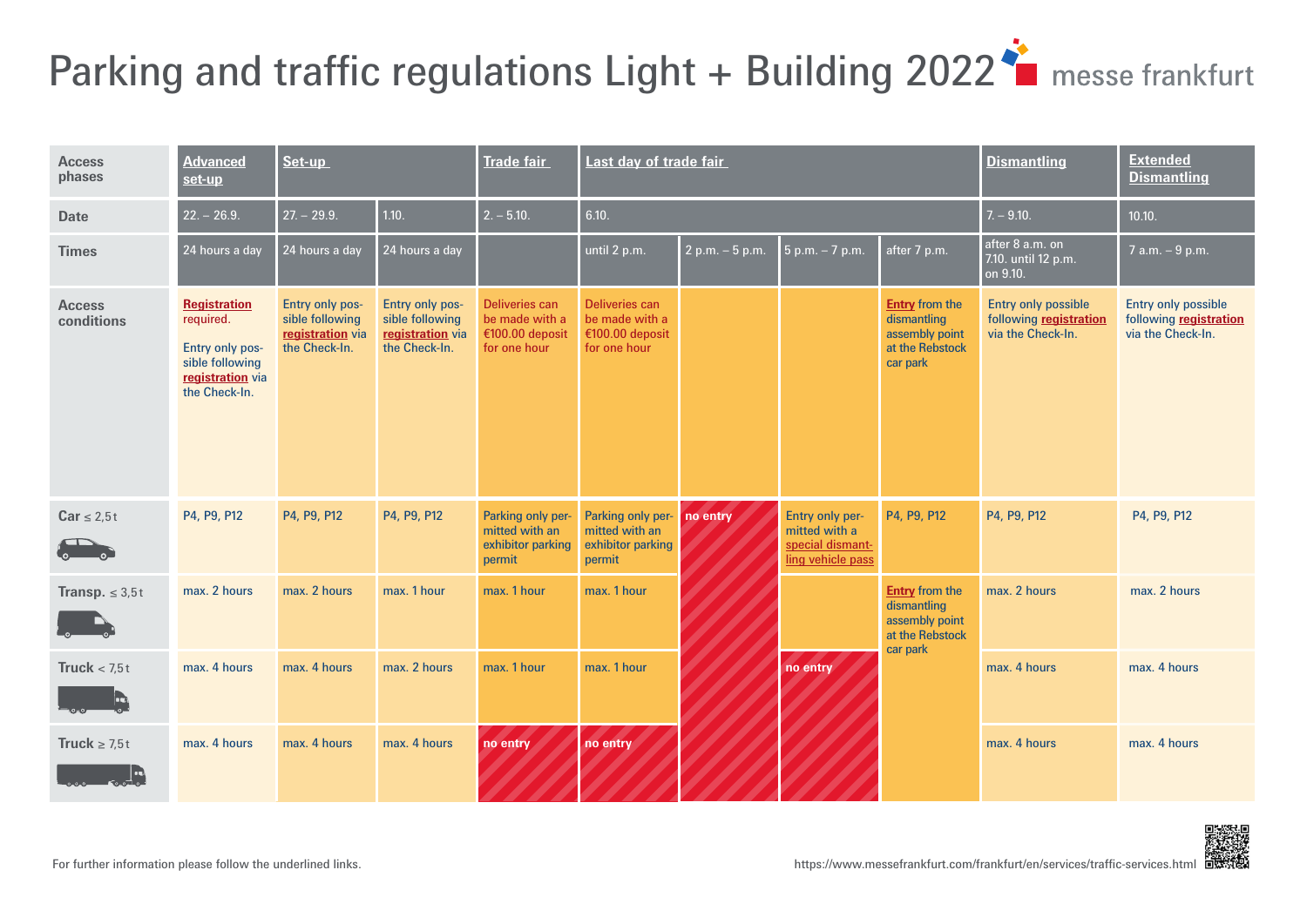# Parking and traffic regulations Light + Building 2022

messe frankfurt

| Access phases | Advanced set-up | Set-up | | Trade fair | Last day of trade fair | | | | Dismantling | Extended Dismantling |
|---|---|---|---|---|---|---|---|---|---|---|
| Date | 22. – 26.9. | 27. – 29.9. | 1.10. | 2. – 5.10. | 6.10. | | | | 7. – 9.10. | 10.10. |
| Times | 24 hours a day | 24 hours a day | 24 hours a day | | until 2 p.m. | 2 p.m. – 5 p.m. | 5 p.m. – 7 p.m. | after 7 p.m. | after 8 a.m. on 7.10. until 12 p.m. on 9.10. | 7 a.m. – 9 p.m. |
| Access conditions | Registration required. Entry only possible following registration via the Check-In. | Entry only possible following registration via the Check-In. | Entry only possible following registration via the Check-In. | Deliveries can be made with a €100.00 deposit for one hour | Deliveries can be made with a €100.00 deposit for one hour | | | Entry from the dismantling assembly point at the Rebstock car park | Entry only possible following registration via the Check-In. | Entry only possible following registration via the Check-In. |
| Car ≤ 2,5 t | P4, P9, P12 | P4, P9, P12 | P4, P9, P12 | Parking only permitted with an exhibitor parking permit | Parking only permitted with an exhibitor parking permit | no entry | Entry only permitted with a special dismantling vehicle pass | P4, P9, P12 | P4, P9, P12 | P4, P9, P12 |
| Transp. ≤ 3,5 t | max. 2 hours | max. 2 hours | max. 1 hour | max. 1 hour | max. 1 hour | no entry | | Entry from the dismantling assembly point at the Rebstock car park | max. 2 hours | max. 2 hours |
| Truck < 7,5 t | max. 4 hours | max. 4 hours | max. 2 hours | max. 1 hour | max. 1 hour | no entry | no entry | Entry from the dismantling assembly point at the Rebstock car park | max. 4 hours | max. 4 hours |
| Truck ≥ 7,5 t | max. 4 hours | max. 4 hours | max. 4 hours | no entry | no entry | no entry | no entry | Entry from the dismantling assembly point at the Rebstock car park | max. 4 hours | max. 4 hours |

For further information please follow the underlined links.

https://www.messefrankfurt.com/frankfurt/en/services/traffic-services.html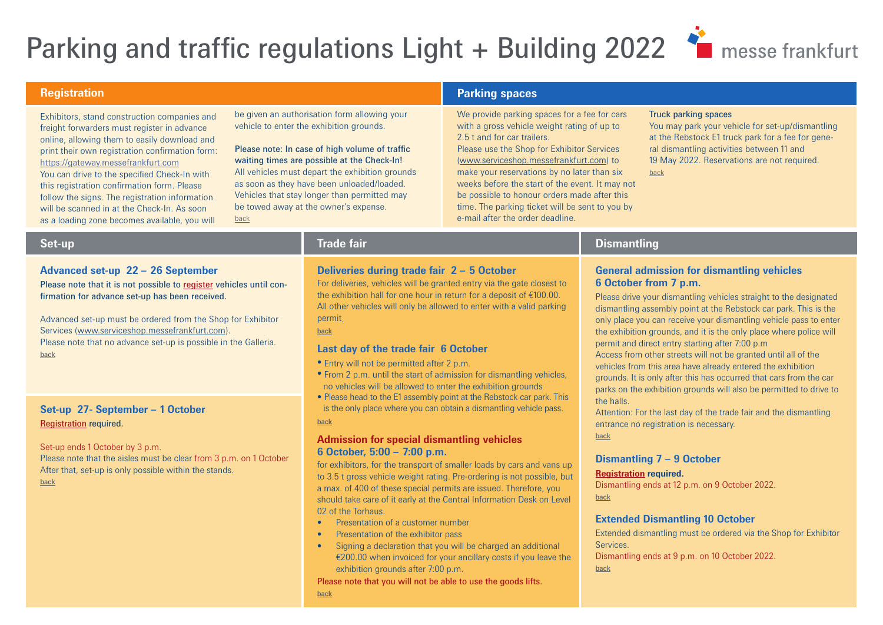# Parking and traffic regulations Light + Building 2022

messe frankfurt

## Registration

Exhibitors, stand construction companies and freight forwarders must register in advance online, allowing them to easily download and print their own registration confirmation form: https://gateway.messefrankfurt.com
You can drive to the specified Check-In with this registration confirmation form. Please follow the signs. The registration information will be scanned in at the Check-In. As soon as a loading zone becomes available, you will be given an authorisation form allowing your vehicle to enter the exhibition grounds.

**Please note: In case of high volume of traffic waiting times are possible at the Check-In!**
All vehicles must depart the exhibition grounds as soon as they have been unloaded/loaded. Vehicles that stay longer than permitted may be towed away at the owner's expense.
back

## Parking spaces

We provide parking spaces for a fee for cars with a gross vehicle weight rating of up to 2.5 t and for car trailers.
Please use the Shop for Exhibitor Services (www.serviceshop.messefrankfurt.com) to make your reservations by no later than six weeks before the start of the event. It may not be possible to honour orders made after this time. The parking ticket will be sent to you by e-mail after the order deadline.

**Truck parking spaces**
You may park your vehicle for set-up/dismantling at the Rebstock E1 truck park for a fee for general dismantling activities between 11 and 19 May 2022. Reservations are not required.
back

## Set-up

### Advanced set-up 22 – 26 September

**Please note that it is not possible to register vehicles until confirmation for advance set-up has been received.**

Advanced set-up must be ordered from the Shop for Exhibitor Services (www.serviceshop.messefrankfurt.com).
Please note that no advance set-up is possible in the Galleria.
back

### Set-up 27- September – 1 October

**Registration required.**

Set-up ends 1 October by 3 p.m.
Please note that the aisles must be clear from 3 p.m. on 1 October
After that, set-up is only possible within the stands.
back

## Trade fair

### Deliveries during trade fair 2 – 5 October

For deliveries, vehicles will be granted entry via the gate closest to the exhibition hall for one hour in return for a deposit of €100.00. All other vehicles will only be allowed to enter with a valid parking permit.
back

### Last day of the trade fair 6 October

- Entry will not be permitted after 2 p.m.
- From 2 p.m. until the start of admission for dismantling vehicles, no vehicles will be allowed to enter the exhibition grounds
- Please head to the E1 assembly point at the Rebstock car park. This is the only place where you can obtain a dismantling vehicle pass.

back

### Admission for special dismantling vehicles 6 October, 5:00 – 7:00 p.m.

for exhibitors, for the transport of smaller loads by cars and vans up to 3.5 t gross vehicle weight rating. Pre-ordering is not possible, but a max. of 400 of these special permits are issued. Therefore, you should take care of it early at the Central Information Desk on Level 02 of the Torhaus.

- Presentation of a customer number
- Presentation of the exhibitor pass
- Signing a declaration that you will be charged an additional €200.00 when invoiced for your ancillary costs if you leave the exhibition grounds after 7:00 p.m.

Please note that you will not be able to use the goods lifts.
back

## Dismantling

### General admission for dismantling vehicles 6 October from 7 p.m.

Please drive your dismantling vehicles straight to the designated dismantling assembly point at the Rebstock car park. This is the only place you can receive your dismantling vehicle pass to enter the exhibition grounds, and it is the only place where police will permit and direct entry starting after 7:00 p.m
Access from other streets will not be granted until all of the vehicles from this area have already entered the exhibition grounds. It is only after this has occurred that cars from the car parks on the exhibition grounds will also be permitted to drive to the halls.
Attention: For the last day of the trade fair and the dismantling entrance no registration is necessary.
back

### Dismantling 7 – 9 October

**Registration required.**
Dismantling ends at 12 p.m. on 9 October 2022.
back

### Extended Dismantling 10 October

Extended dismantling must be ordered via the Shop for Exhibitor Services.
Dismantling ends at 9 p.m. on 10 October 2022.
back